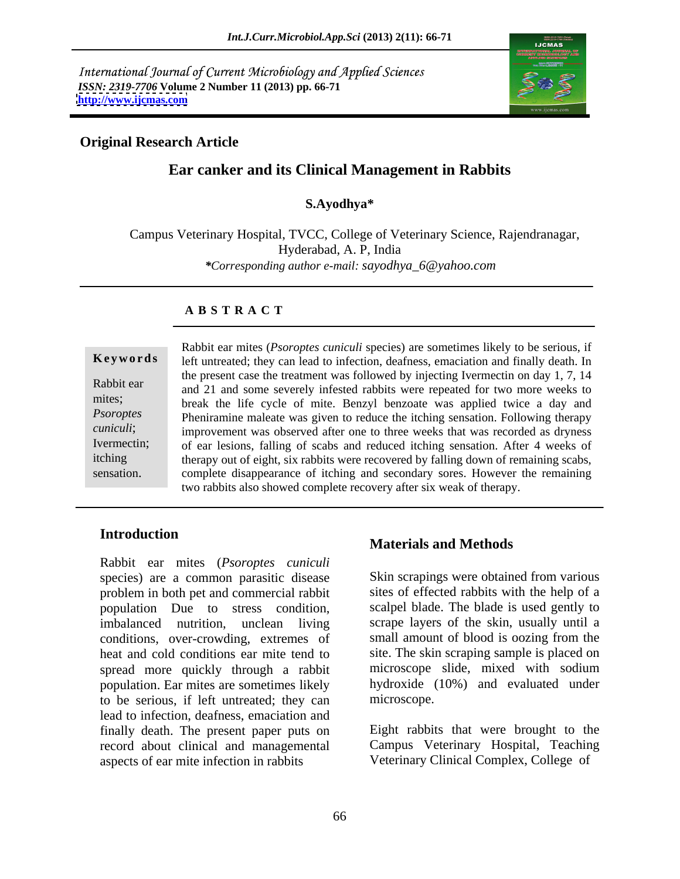International Journal of Current Microbiology and Applied Sciences
*ISSN: 2319-7706* **Volume 2 Number 11 (2013) pp. 66-71**
**http://www.ijcmas.com**

**Original Research Article**

# Ear canker and its Clinical Management in Rabbits

**S.Ayodhya***

Campus Veterinary Hospital, TVCC, College of Veterinary Science, Rajendranagar, Hyderabad, A. P, India

**\****Corresponding author e-mail: sayodhya_6@yahoo.com*

## A B S T R A C T

**Keywords**

Rabbit ear mites; *Psoroptes cuniculi*; Ivermectin; itching sensation.

Rabbit ear mites (*Psoroptes cuniculi* species) are sometimes likely to be serious, if left untreated; they can lead to infection, deafness, emaciation and finally death. In the present case the treatment was followed by injecting Ivermectin on day 1, 7, 14 and 21 and some severely infested rabbits were repeated for two more weeks to break the life cycle of mite. Benzyl benzoate was applied twice a day and Pheniramine maleate was given to reduce the itching sensation. Following therapy improvement was observed after one to three weeks that was recorded as dryness of ear lesions, falling of scabs and reduced itching sensation. After 4 weeks of therapy out of eight, six rabbits were recovered by falling down of remaining scabs, complete disappearance of itching and secondary sores. However the remaining two rabbits also showed complete recovery after six weak of therapy.

## Introduction

Rabbit ear mites (*Psoroptes cuniculi* species) are a common parasitic disease problem in both pet and commercial rabbit population Due to stress condition, imbalanced nutrition, unclean living conditions, over-crowding, extremes of heat and cold conditions ear mite tend to spread more quickly through a rabbit population. Ear mites are sometimes likely to be serious, if left untreated; they can lead to infection, deafness, emaciation and finally death. The present paper puts on record about clinical and managemental aspects of ear mite infection in rabbits

## Materials and Methods

Skin scrapings were obtained from various sites of effected rabbits with the help of a scalpel blade. The blade is used gently to scrape layers of the skin, usually until a small amount of blood is oozing from the site. The skin scraping sample is placed on microscope slide, mixed with sodium hydroxide (10%) and evaluated under microscope.

Eight rabbits that were brought to the Campus Veterinary Hospital, Teaching Veterinary Clinical Complex, College of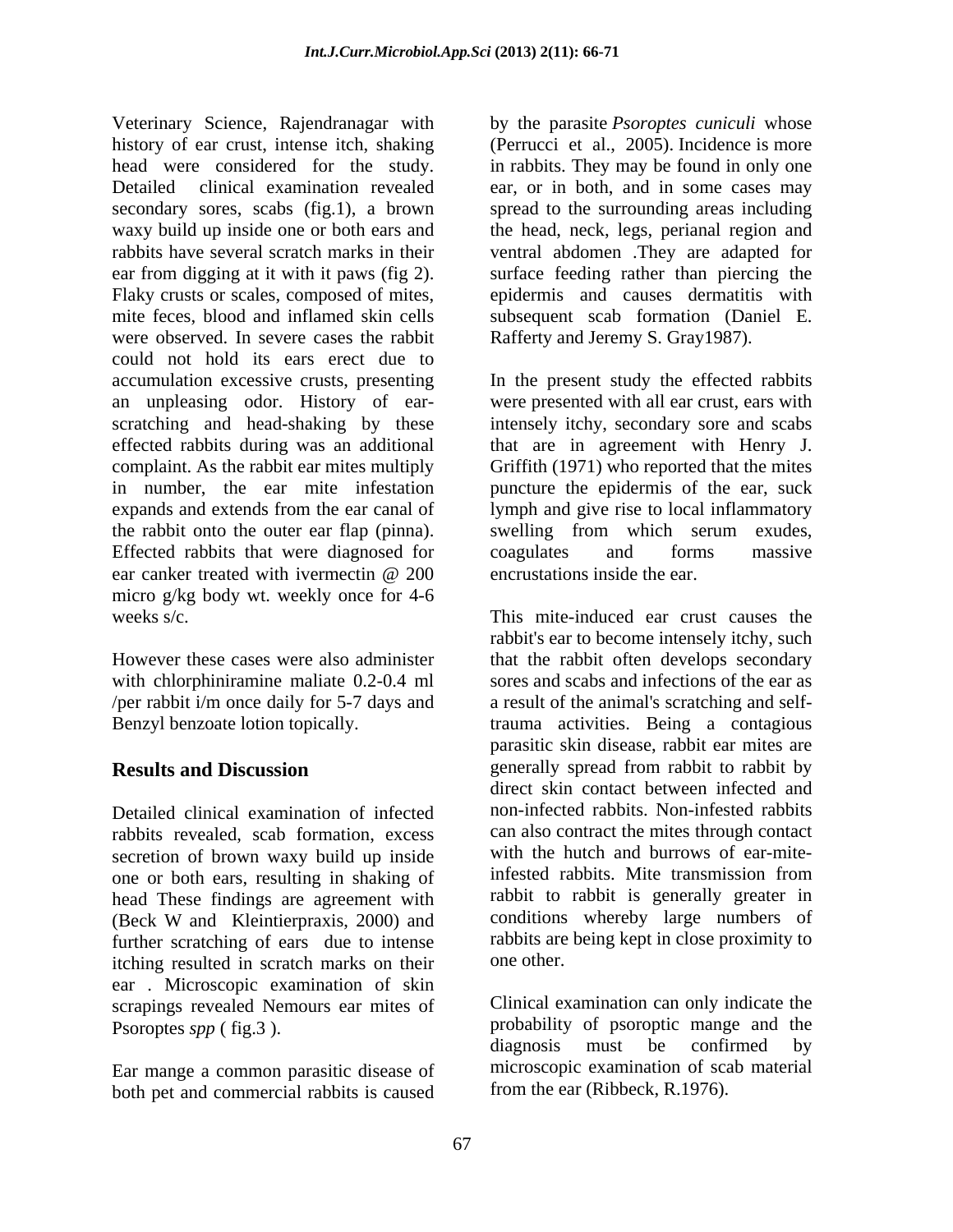Veterinary Science, Rajendranagar with history of ear crust, intense itch, shaking head were considered for the study. Detailed clinical examination revealed secondary sores, scabs (fig.1), a brown waxy build up inside one or both ears and rabbits have several scratch marks in their ear from digging at it with it paws (fig 2). Flaky crusts or scales, composed of mites, mite feces, blood and inflamed skin cells were observed. In severe cases the rabbit could not hold its ears erect due to accumulation excessive crusts, presenting an unpleasing odor. History of ear-scratching and head-shaking by these effected rabbits during was an additional complaint. As the rabbit ear mites multiply in number, the ear mite infestation expands and extends from the ear canal of the rabbit onto the outer ear flap (pinna). Effected rabbits that were diagnosed for ear canker treated with ivermectin @ 200 micro g/kg body wt. weekly once for 4-6 weeks s/c.

However these cases were also administer with chlorphiniramine maliate 0.2-0.4 ml /per rabbit i/m once daily for 5-7 days and Benzyl benzoate lotion topically.

## Results and Discussion

Detailed clinical examination of infected rabbits revealed, scab formation, excess secretion of brown waxy build up inside one or both ears, resulting in shaking of head These findings are agreement with (Beck W and Kleintierpraxis, 2000) and further scratching of ears due to intense itching resulted in scratch marks on their ear . Microscopic examination of skin scrapings revealed Nemours ear mites of Psoroptes *spp* ( fig.3 ).

Ear mange a common parasitic disease of both pet and commercial rabbits is caused by the parasite *Psoroptes cuniculi* whose (Perrucci et al., 2005). Incidence is more in rabbits. They may be found in only one ear, or in both, and in some cases may spread to the surrounding areas including the head, neck, legs, perianal region and ventral abdomen .They are adapted for surface feeding rather than piercing the epidermis and causes dermatitis with subsequent scab formation (Daniel E. Rafferty and Jeremy S. Gray1987).

In the present study the effected rabbits were presented with all ear crust, ears with intensely itchy, secondary sore and scabs that are in agreement with Henry J. Griffith (1971) who reported that the mites puncture the epidermis of the ear, suck lymph and give rise to local inflammatory swelling from which serum exudes, coagulates and forms massive encrustations inside the ear.

This mite-induced ear crust causes the rabbit's ear to become intensely itchy, such that the rabbit often develops secondary sores and scabs and infections of the ear as a result of the animal's scratching and self-trauma activities. Being a contagious parasitic skin disease, rabbit ear mites are generally spread from rabbit to rabbit by direct skin contact between infected and non-infected rabbits. Non-infested rabbits can also contract the mites through contact with the hutch and burrows of ear-mite-infested rabbits. Mite transmission from rabbit to rabbit is generally greater in conditions whereby large numbers of rabbits are being kept in close proximity to one other.

Clinical examination can only indicate the probability of psoroptic mange and the diagnosis must be confirmed by microscopic examination of scab material from the ear (Ribbeck, R.1976).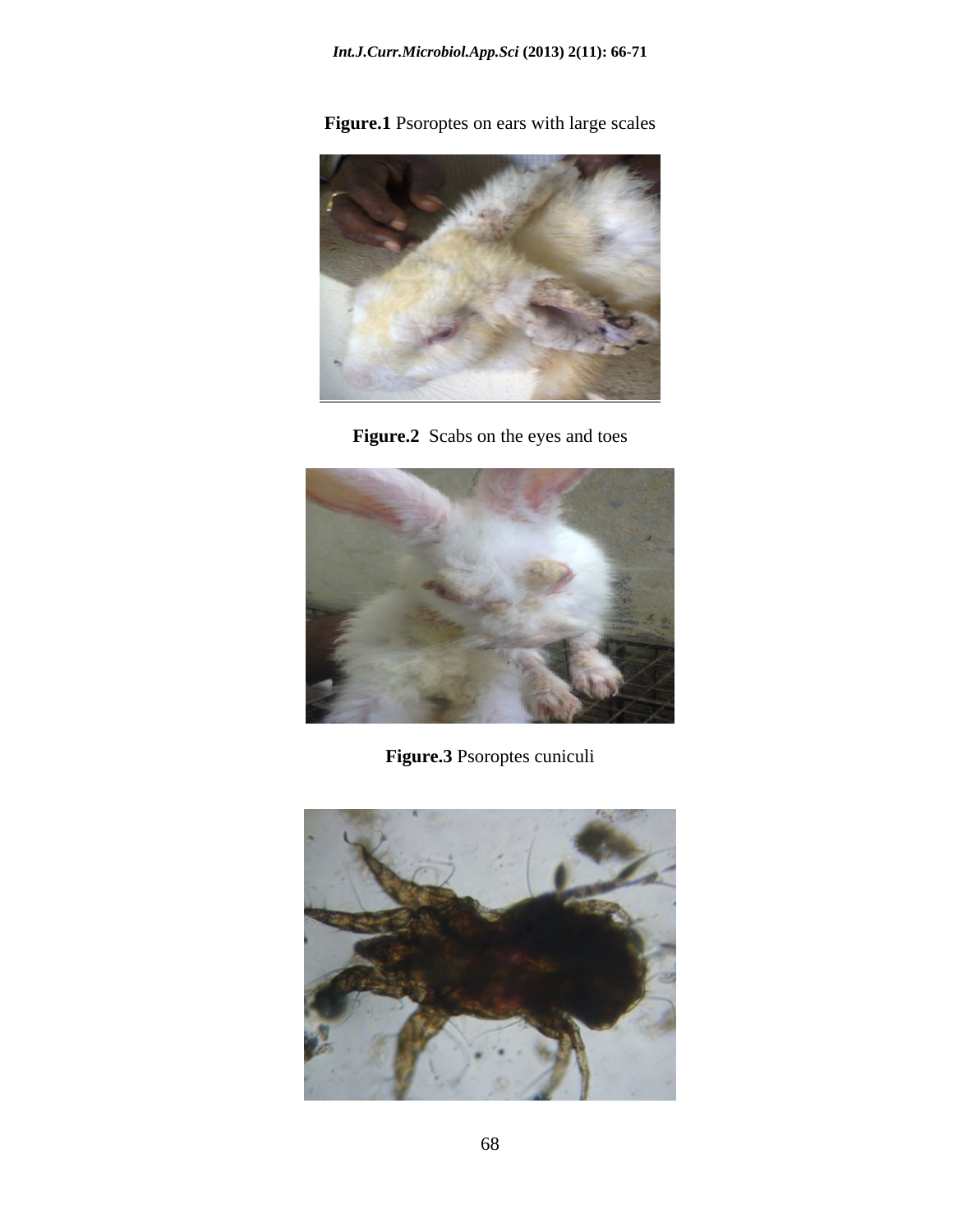**Figure.1** Psoroptes on ears with large scales

**Figure.2** Scabs on the eyes and toes

**Figure.3** Psoroptes cuniculi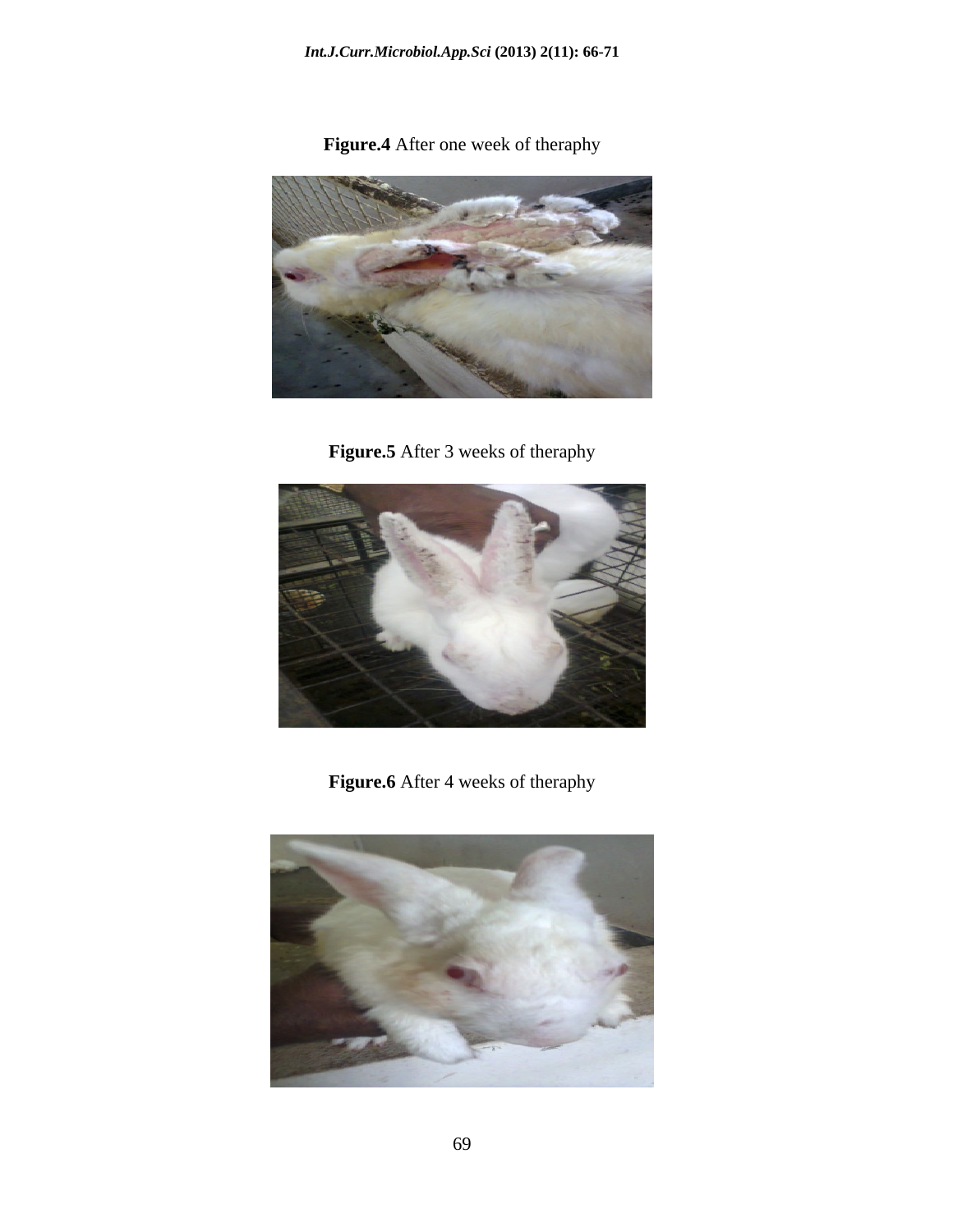**Figure.4** After one week of theraphy

**Figure.5** After 3 weeks of theraphy

**Figure.6** After 4 weeks of theraphy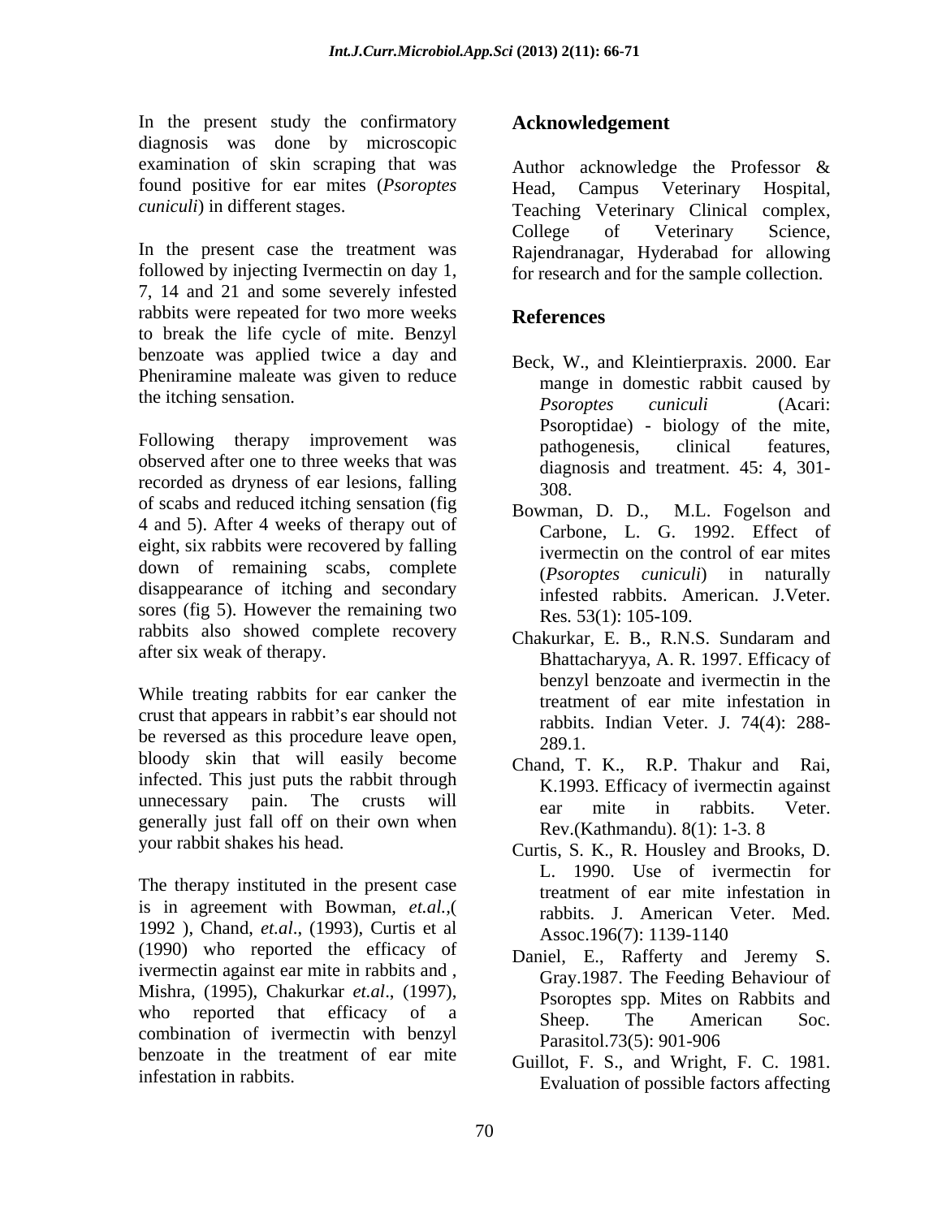In the present study the confirmatory diagnosis was done by microscopic examination of skin scraping that was found positive for ear mites (*Psoroptes cuniculi*) in different stages.

In the present case the treatment was followed by injecting Ivermectin on day 1, 7, 14 and 21 and some severely infested rabbits were repeated for two more weeks to break the life cycle of mite. Benzyl benzoate was applied twice a day and Pheniramine maleate was given to reduce the itching sensation.

Following therapy improvement was observed after one to three weeks that was recorded as dryness of ear lesions, falling of scabs and reduced itching sensation (fig 4 and 5). After 4 weeks of therapy out of eight, six rabbits were recovered by falling down of remaining scabs, complete disappearance of itching and secondary sores (fig 5). However the remaining two rabbits also showed complete recovery after six weak of therapy.

While treating rabbits for ear canker the crust that appears in rabbit's ear should not be reversed as this procedure leave open, bloody skin that will easily become infected. This just puts the rabbit through unnecessary pain. The crusts will generally just fall off on their own when your rabbit shakes his head.

The therapy instituted in the present case is in agreement with Bowman, *et.al.*,( 1992 ), Chand, *et.al*., (1993), Curtis et al (1990) who reported the efficacy of ivermectin against ear mite in rabbits and , Mishra, (1995), Chakurkar *et.al*., (1997), who reported that efficacy of a combination of ivermectin with benzyl benzoate in the treatment of ear mite infestation in rabbits.

## Acknowledgement

Author acknowledge the Professor & Head, Campus Veterinary Hospital, Teaching Veterinary Clinical complex, College of Veterinary Science, Rajendranagar, Hyderabad for allowing for research and for the sample collection.

## References

Beck, W., and Kleintierpraxis. 2000. Ear mange in domestic rabbit caused by *Psoroptes cuniculi* (Acari: Psoroptidae) - biology of the mite, pathogenesis, clinical features, diagnosis and treatment. 45: 4, 301-308.

Bowman, D. D., M.L. Fogelson and Carbone, L. G. 1992. Effect of ivermectin on the control of ear mites (*Psoroptes cuniculi*) in naturally infested rabbits. American. J.Veter. Res. 53(1): 105-109.

Chakurkar, E. B., R.N.S. Sundaram and Bhattacharyya, A. R. 1997. Efficacy of benzyl benzoate and ivermectin in the treatment of ear mite infestation in rabbits. Indian Veter. J. 74(4): 288-289.1.

Chand, T. K., R.P. Thakur and Rai, K.1993. Efficacy of ivermectin against ear mite in rabbits. Veter. Rev.(Kathmandu). 8(1): 1-3. 8

Curtis, S. K., R. Housley and Brooks, D. L. 1990. Use of ivermectin for treatment of ear mite infestation in rabbits. J. American Veter. Med. Assoc.196(7): 1139-1140

Daniel, E., Rafferty and Jeremy S. Gray.1987. The Feeding Behaviour of Psoroptes spp. Mites on Rabbits and Sheep. The American Soc. Parasitol.73(5): 901-906

Guillot, F. S., and Wright, F. C. 1981. Evaluation of possible factors affecting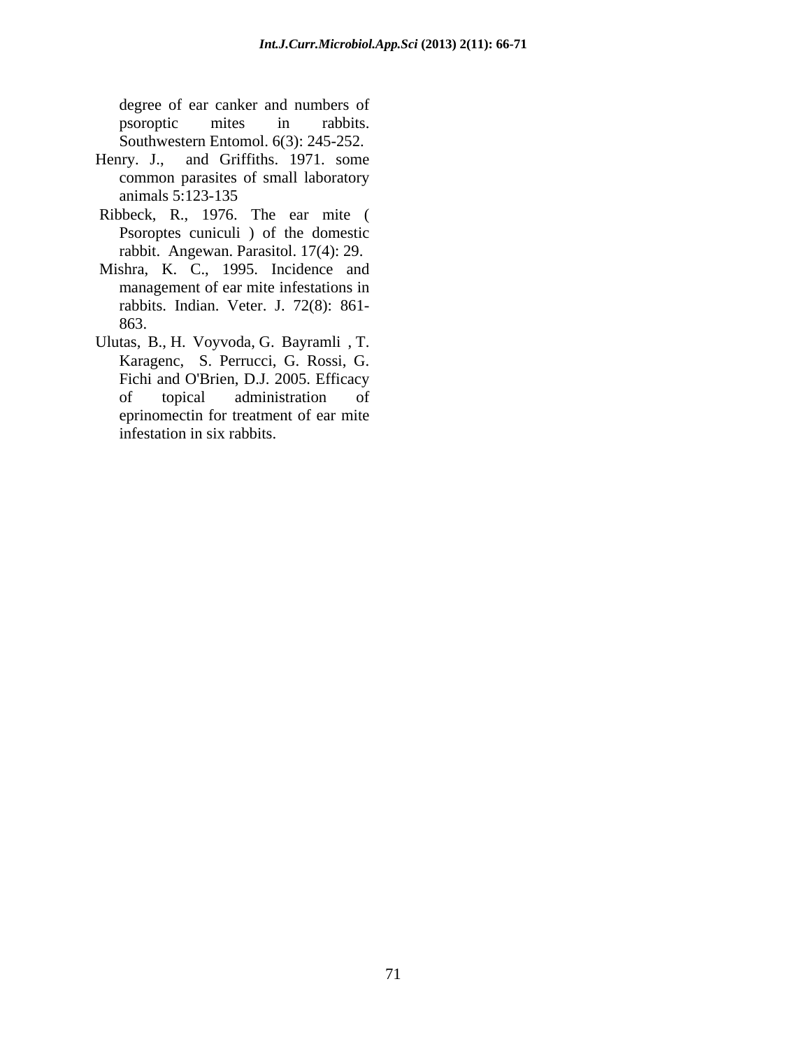degree of ear canker and numbers of psoroptic mites in rabbits. Southwestern Entomol. 6(3): 245-252.

Henry. J., and Griffiths. 1971. some common parasites of small laboratory animals 5:123-135

Ribbeck, R., 1976. The ear mite ( Psoroptes cuniculi ) of the domestic rabbit. Angewan. Parasitol. 17(4): 29.

Mishra, K. C., 1995. Incidence and management of ear mite infestations in rabbits. Indian. Veter. J. 72(8): 861-863.

Ulutas, B., H. Voyvoda, G. Bayramli , T. Karagenc, S. Perrucci, G. Rossi, G. Fichi and O'Brien, D.J. 2005. Efficacy of topical administration of eprinomectin for treatment of ear mite infestation in six rabbits.